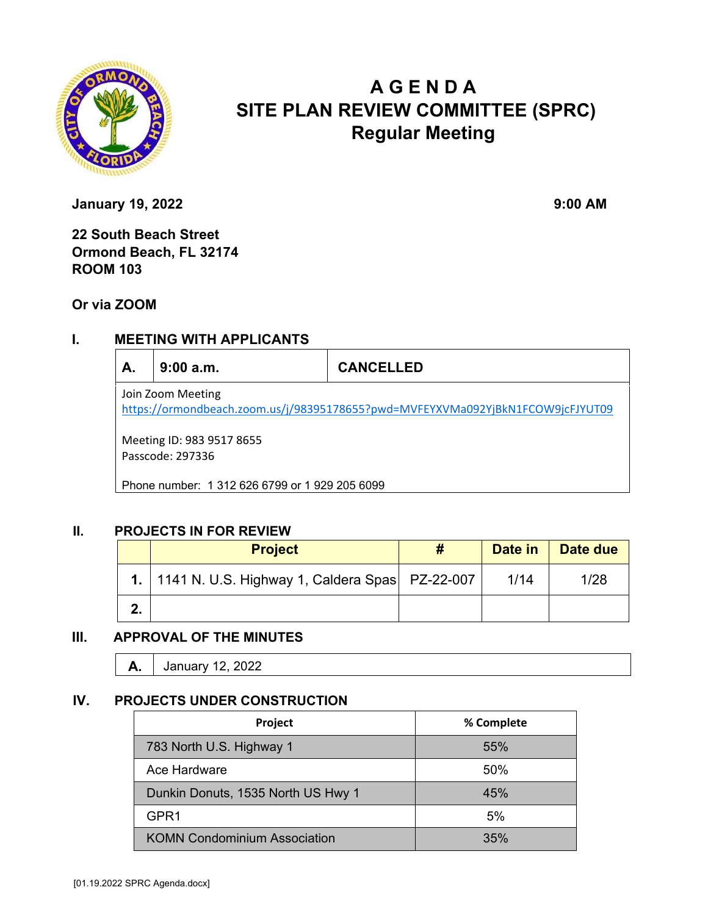# A G E N D A
# SITE PLAN REVIEW COMMITTEE (SPRC)
## Regular Meeting

**January 19, 2022** **9:00 AM**

**22 South Beach Street**
**Ormond Beach, FL 32174**
**ROOM 103**

**Or via ZOOM**

## I. MEETING WITH APPLICANTS

| A. | 9:00 a.m. | CANCELLED |
|---|---|---|

Join Zoom Meeting
https://ormondbeach.zoom.us/j/98395178655?pwd=MVFEYXVMa092YjBkN1FCOW9jcFJYUT09

Meeting ID: 983 9517 8655
Passcode: 297336

Phone number: 1 312 626 6799 or 1 929 205 6099

## II. PROJECTS IN FOR REVIEW

| | Project | # | Date in | Date due |
|---|---|---|---|---|
| 1. | 1141 N. U.S. Highway 1, Caldera Spas | PZ-22-007 | 1/14 | 1/28 |
| 2. | | | | |

## III. APPROVAL OF THE MINUTES

| A. | January 12, 2022 |
|---|---|

## IV. PROJECTS UNDER CONSTRUCTION

| Project | % Complete |
|---|---|
| 783 North U.S. Highway 1 | 55% |
| Ace Hardware | 50% |
| Dunkin Donuts, 1535 North US Hwy 1 | 45% |
| GPR1 | 5% |
| KOMN Condominium Association | 35% |

[01.19.2022 SPRC Agenda.docx]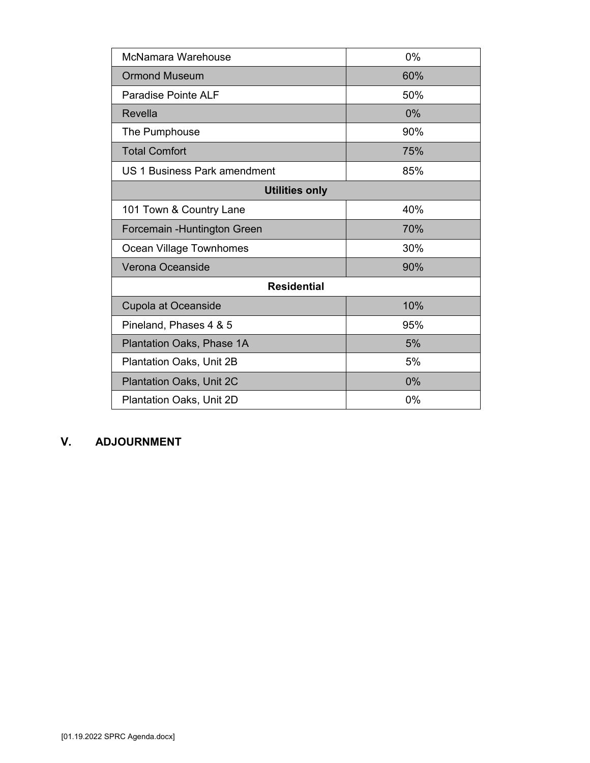| | |
|---|---|
| McNamara Warehouse | 0% |
| Ormond Museum | 60% |
| Paradise Pointe ALF | 50% |
| Revella | 0% |
| The Pumphouse | 90% |
| Total Comfort | 75% |
| US 1 Business Park amendment | 85% |
| **Utilities only** | |
| 101 Town & Country Lane | 40% |
| Forcemain -Huntington Green | 70% |
| Ocean Village Townhomes | 30% |
| Verona Oceanside | 90% |
| **Residential** | |
| Cupola at Oceanside | 10% |
| Pineland, Phases 4 & 5 | 95% |
| Plantation Oaks, Phase 1A | 5% |
| Plantation Oaks, Unit 2B | 5% |
| Plantation Oaks, Unit 2C | 0% |
| Plantation Oaks, Unit 2D | 0% |

## V. ADJOURNMENT

[01.19.2022 SPRC Agenda.docx]